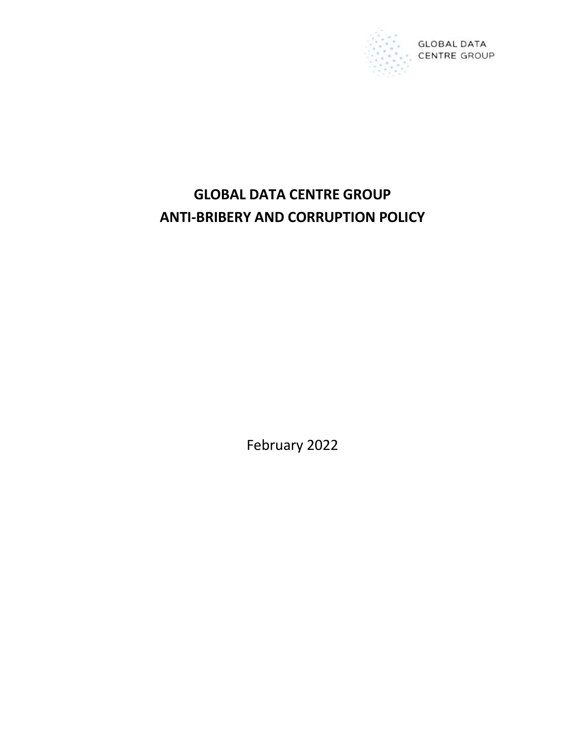GLOBAL DATA CENTRE GROUP

# GLOBAL DATA CENTRE GROUP
# ANTI-BRIBERY AND CORRUPTION POLICY

February 2022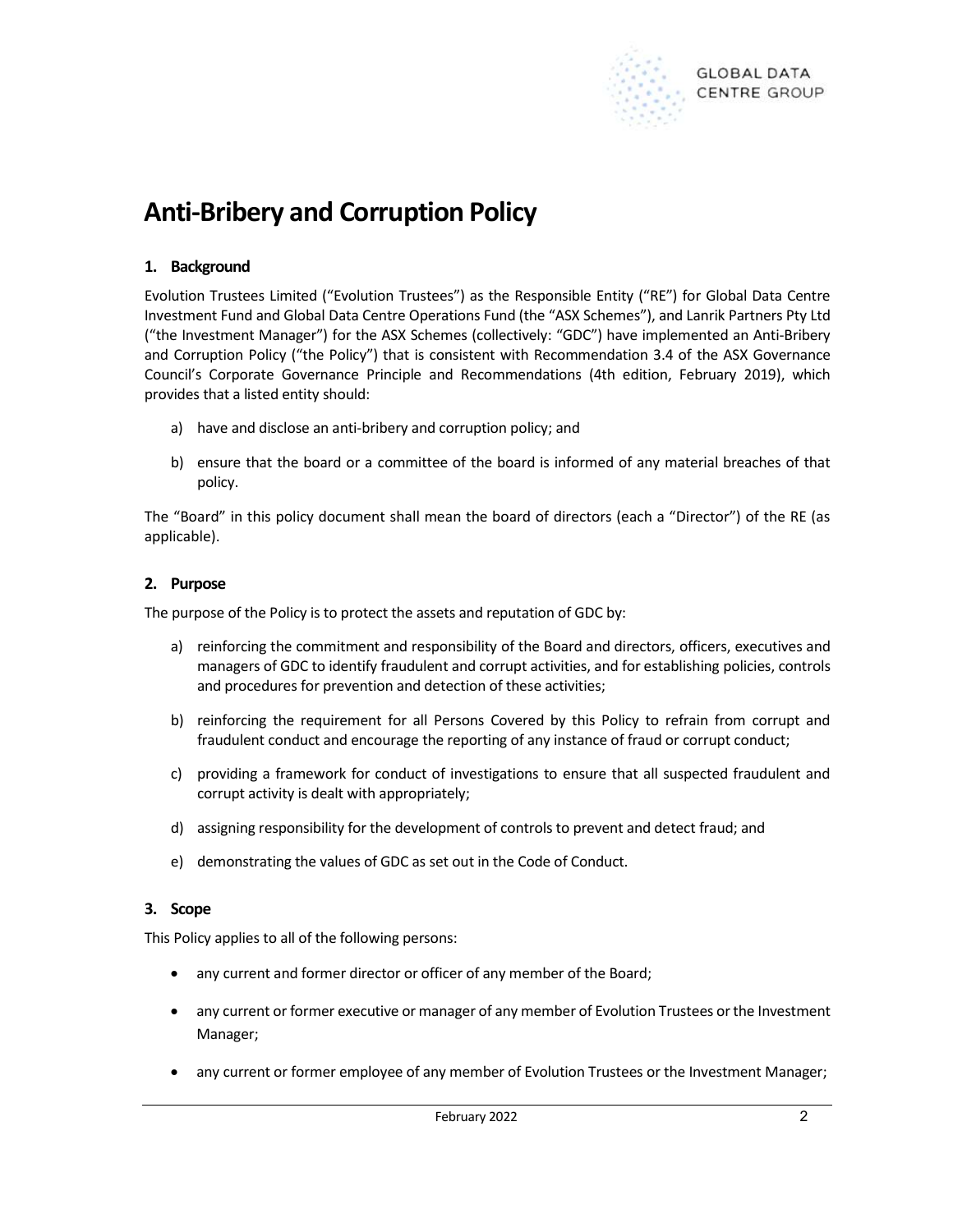# Anti-Bribery and Corruption Policy

## 1. Background

Evolution Trustees Limited ("Evolution Trustees") as the Responsible Entity ("RE") for Global Data Centre Investment Fund and Global Data Centre Operations Fund (the "ASX Schemes"), and Lanrik Partners Pty Ltd ("the Investment Manager") for the ASX Schemes (collectively: "GDC") have implemented an Anti-Bribery and Corruption Policy ("the Policy") that is consistent with Recommendation 3.4 of the ASX Governance Council's Corporate Governance Principle and Recommendations (4th edition, February 2019), which provides that a listed entity should:

a) have and disclose an anti-bribery and corruption policy; and

b) ensure that the board or a committee of the board is informed of any material breaches of that policy.

The "Board" in this policy document shall mean the board of directors (each a "Director") of the RE (as applicable).

## 2. Purpose

The purpose of the Policy is to protect the assets and reputation of GDC by:

a) reinforcing the commitment and responsibility of the Board and directors, officers, executives and managers of GDC to identify fraudulent and corrupt activities, and for establishing policies, controls and procedures for prevention and detection of these activities;

b) reinforcing the requirement for all Persons Covered by this Policy to refrain from corrupt and fraudulent conduct and encourage the reporting of any instance of fraud or corrupt conduct;

c) providing a framework for conduct of investigations to ensure that all suspected fraudulent and corrupt activity is dealt with appropriately;

d) assigning responsibility for the development of controls to prevent and detect fraud; and

e) demonstrating the values of GDC as set out in the Code of Conduct.

## 3. Scope

This Policy applies to all of the following persons:

- any current and former director or officer of any member of the Board;
- any current or former executive or manager of any member of Evolution Trustees or the Investment Manager;
- any current or former employee of any member of Evolution Trustees or the Investment Manager;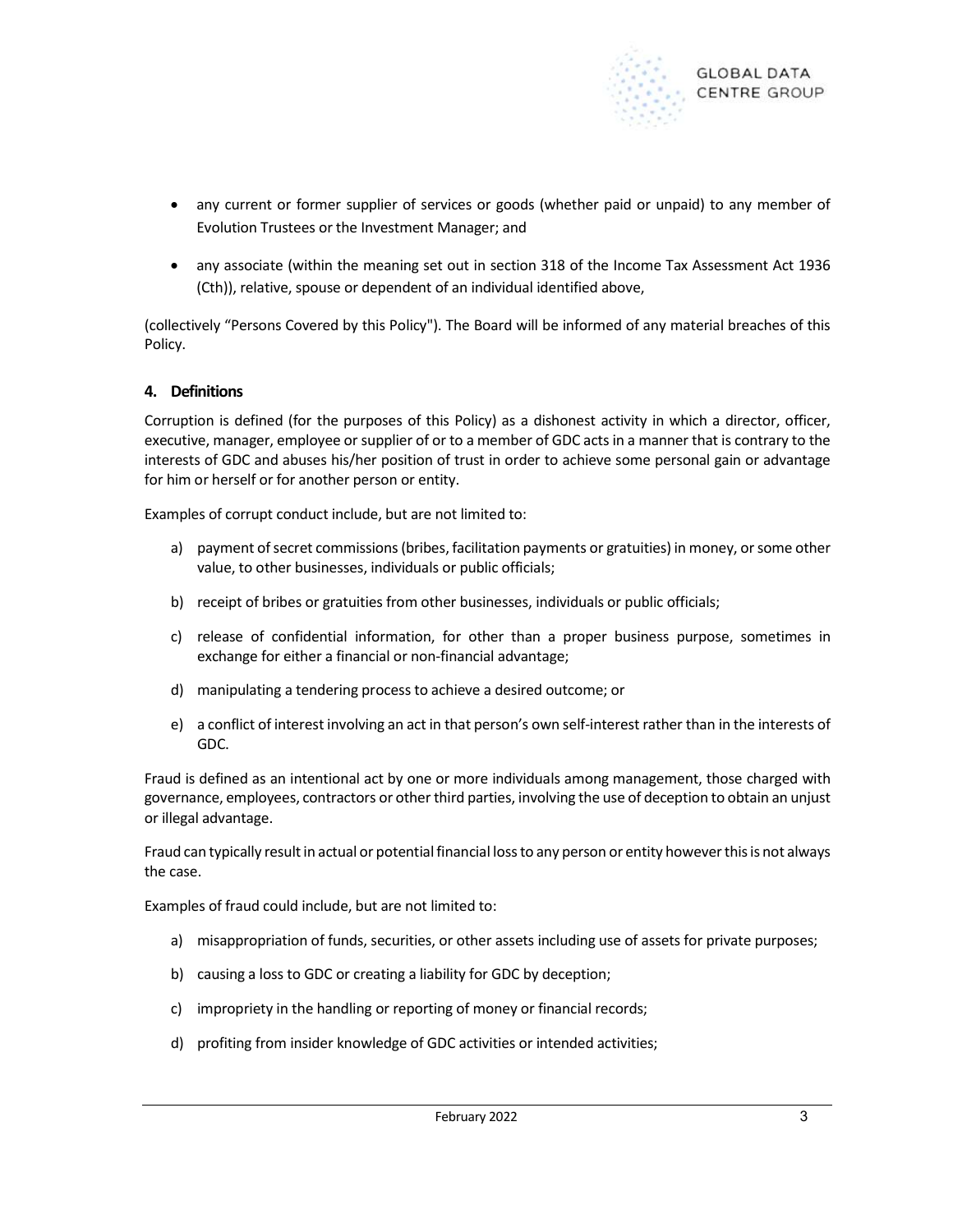- any current or former supplier of services or goods (whether paid or unpaid) to any member of Evolution Trustees or the Investment Manager; and
- any associate (within the meaning set out in section 318 of the Income Tax Assessment Act 1936 (Cth)), relative, spouse or dependent of an individual identified above,

(collectively "Persons Covered by this Policy"). The Board will be informed of any material breaches of this Policy.

## 4. Definitions

Corruption is defined (for the purposes of this Policy) as a dishonest activity in which a director, officer, executive, manager, employee or supplier of or to a member of GDC acts in a manner that is contrary to the interests of GDC and abuses his/her position of trust in order to achieve some personal gain or advantage for him or herself or for another person or entity.

Examples of corrupt conduct include, but are not limited to:

a) payment of secret commissions (bribes, facilitation payments or gratuities) in money, or some other value, to other businesses, individuals or public officials;

b) receipt of bribes or gratuities from other businesses, individuals or public officials;

c) release of confidential information, for other than a proper business purpose, sometimes in exchange for either a financial or non-financial advantage;

d) manipulating a tendering process to achieve a desired outcome; or

e) a conflict of interest involving an act in that person's own self-interest rather than in the interests of GDC.

Fraud is defined as an intentional act by one or more individuals among management, those charged with governance, employees, contractors or other third parties, involving the use of deception to obtain an unjust or illegal advantage.

Fraud can typically result in actual or potential financial loss to any person or entity however this is not always the case.

Examples of fraud could include, but are not limited to:

a) misappropriation of funds, securities, or other assets including use of assets for private purposes;

b) causing a loss to GDC or creating a liability for GDC by deception;

c) impropriety in the handling or reporting of money or financial records;

d) profiting from insider knowledge of GDC activities or intended activities;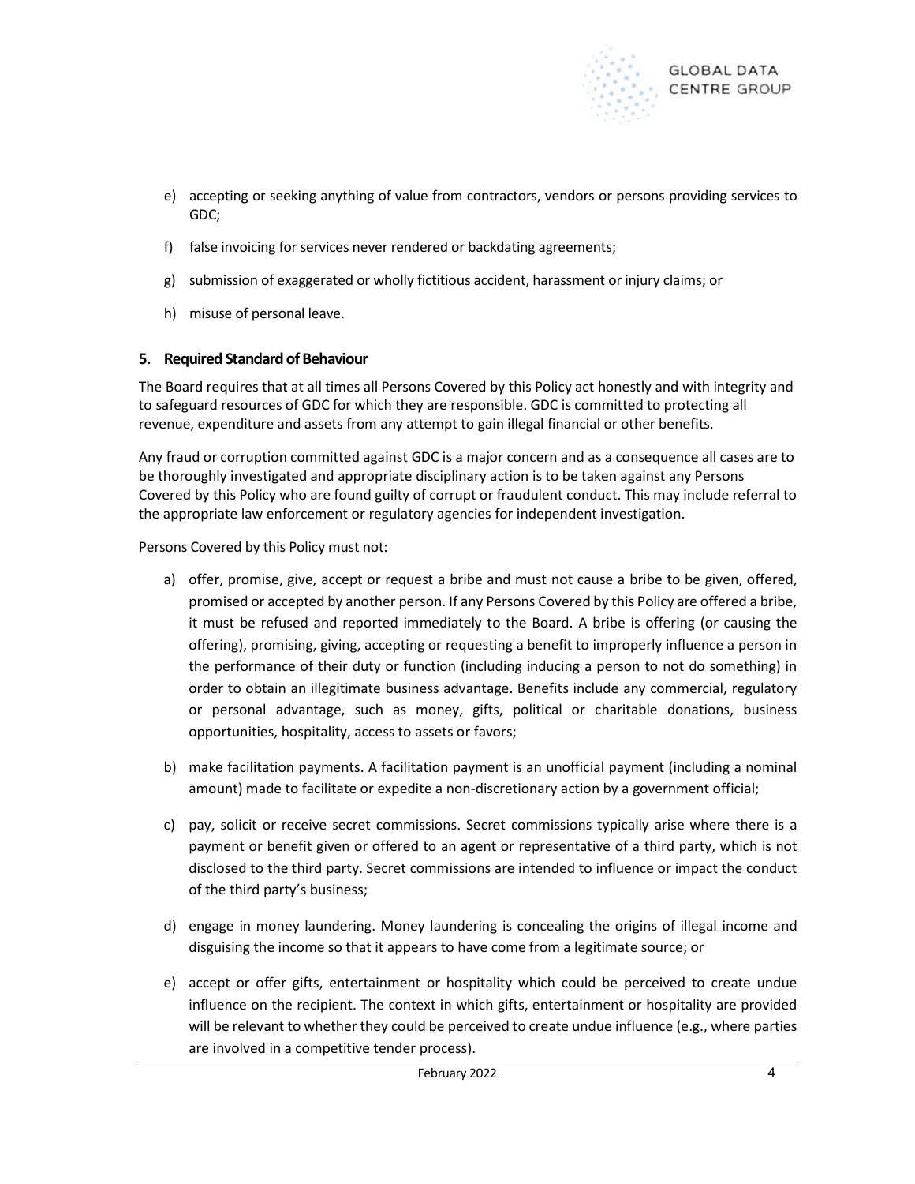e) accepting or seeking anything of value from contractors, vendors or persons providing services to GDC;

f) false invoicing for services never rendered or backdating agreements;

g) submission of exaggerated or wholly fictitious accident, harassment or injury claims; or

h) misuse of personal leave.

## 5. Required Standard of Behaviour

The Board requires that at all times all Persons Covered by this Policy act honestly and with integrity and to safeguard resources of GDC for which they are responsible. GDC is committed to protecting all revenue, expenditure and assets from any attempt to gain illegal financial or other benefits.

Any fraud or corruption committed against GDC is a major concern and as a consequence all cases are to be thoroughly investigated and appropriate disciplinary action is to be taken against any Persons Covered by this Policy who are found guilty of corrupt or fraudulent conduct. This may include referral to the appropriate law enforcement or regulatory agencies for independent investigation.

Persons Covered by this Policy must not:

a) offer, promise, give, accept or request a bribe and must not cause a bribe to be given, offered, promised or accepted by another person. If any Persons Covered by this Policy are offered a bribe, it must be refused and reported immediately to the Board. A bribe is offering (or causing the offering), promising, giving, accepting or requesting a benefit to improperly influence a person in the performance of their duty or function (including inducing a person to not do something) in order to obtain an illegitimate business advantage. Benefits include any commercial, regulatory or personal advantage, such as money, gifts, political or charitable donations, business opportunities, hospitality, access to assets or favors;

b) make facilitation payments. A facilitation payment is an unofficial payment (including a nominal amount) made to facilitate or expedite a non-discretionary action by a government official;

c) pay, solicit or receive secret commissions. Secret commissions typically arise where there is a payment or benefit given or offered to an agent or representative of a third party, which is not disclosed to the third party. Secret commissions are intended to influence or impact the conduct of the third party's business;

d) engage in money laundering. Money laundering is concealing the origins of illegal income and disguising the income so that it appears to have come from a legitimate source; or

e) accept or offer gifts, entertainment or hospitality which could be perceived to create undue influence on the recipient. The context in which gifts, entertainment or hospitality are provided will be relevant to whether they could be perceived to create undue influence (e.g., where parties are involved in a competitive tender process).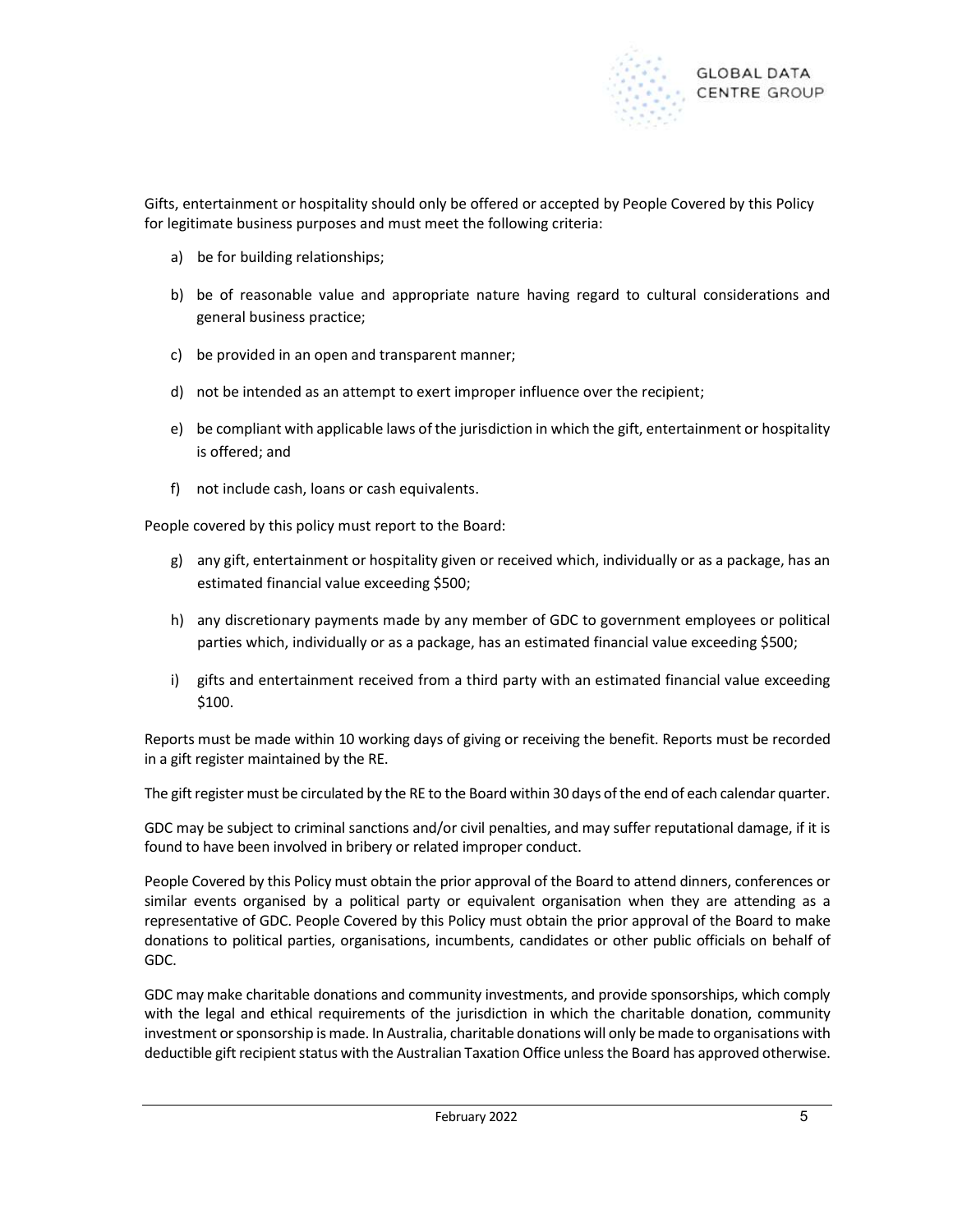Gifts, entertainment or hospitality should only be offered or accepted by People Covered by this Policy for legitimate business purposes and must meet the following criteria:

a) be for building relationships;

b) be of reasonable value and appropriate nature having regard to cultural considerations and general business practice;

c) be provided in an open and transparent manner;

d) not be intended as an attempt to exert improper influence over the recipient;

e) be compliant with applicable laws of the jurisdiction in which the gift, entertainment or hospitality is offered; and

f) not include cash, loans or cash equivalents.

People covered by this policy must report to the Board:

g) any gift, entertainment or hospitality given or received which, individually or as a package, has an estimated financial value exceeding $500;

h) any discretionary payments made by any member of GDC to government employees or political parties which, individually or as a package, has an estimated financial value exceeding $500;

i) gifts and entertainment received from a third party with an estimated financial value exceeding $100.

Reports must be made within 10 working days of giving or receiving the benefit. Reports must be recorded in a gift register maintained by the RE.

The gift register must be circulated by the RE to the Board within 30 days of the end of each calendar quarter.

GDC may be subject to criminal sanctions and/or civil penalties, and may suffer reputational damage, if it is found to have been involved in bribery or related improper conduct.

People Covered by this Policy must obtain the prior approval of the Board to attend dinners, conferences or similar events organised by a political party or equivalent organisation when they are attending as a representative of GDC. People Covered by this Policy must obtain the prior approval of the Board to make donations to political parties, organisations, incumbents, candidates or other public officials on behalf of GDC.

GDC may make charitable donations and community investments, and provide sponsorships, which comply with the legal and ethical requirements of the jurisdiction in which the charitable donation, community investment or sponsorship is made. In Australia, charitable donations will only be made to organisations with deductible gift recipient status with the Australian Taxation Office unless the Board has approved otherwise.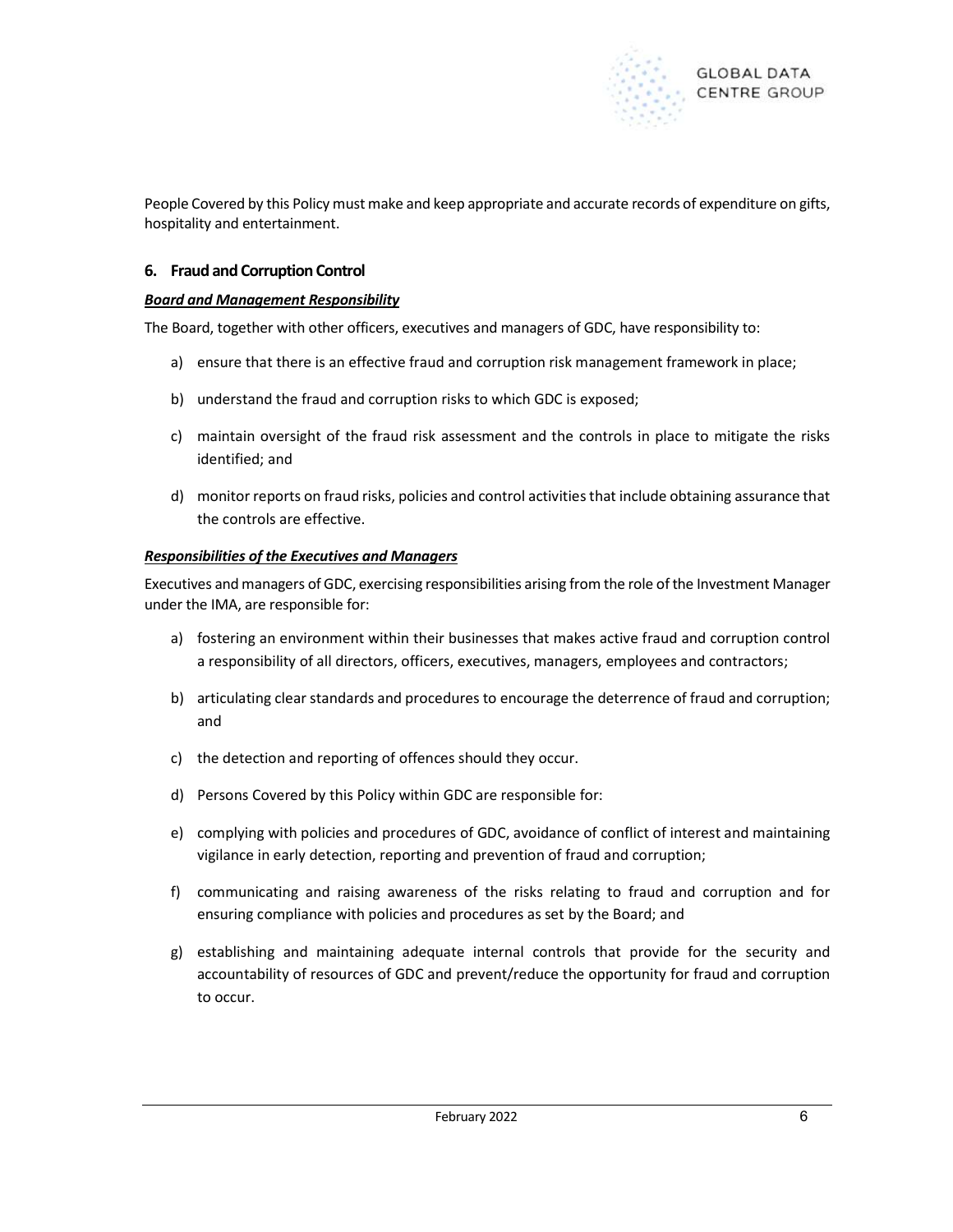People Covered by this Policy must make and keep appropriate and accurate records of expenditure on gifts, hospitality and entertainment.

## 6. Fraud and Corruption Control

***Board and Management Responsibility***

The Board, together with other officers, executives and managers of GDC, have responsibility to:

a) ensure that there is an effective fraud and corruption risk management framework in place;

b) understand the fraud and corruption risks to which GDC is exposed;

c) maintain oversight of the fraud risk assessment and the controls in place to mitigate the risks identified; and

d) monitor reports on fraud risks, policies and control activities that include obtaining assurance that the controls are effective.

***Responsibilities of the Executives and Managers***

Executives and managers of GDC, exercising responsibilities arising from the role of the Investment Manager under the IMA, are responsible for:

a) fostering an environment within their businesses that makes active fraud and corruption control a responsibility of all directors, officers, executives, managers, employees and contractors;

b) articulating clear standards and procedures to encourage the deterrence of fraud and corruption; and

c) the detection and reporting of offences should they occur.

d) Persons Covered by this Policy within GDC are responsible for:

e) complying with policies and procedures of GDC, avoidance of conflict of interest and maintaining vigilance in early detection, reporting and prevention of fraud and corruption;

f) communicating and raising awareness of the risks relating to fraud and corruption and for ensuring compliance with policies and procedures as set by the Board; and

g) establishing and maintaining adequate internal controls that provide for the security and accountability of resources of GDC and prevent/reduce the opportunity for fraud and corruption to occur.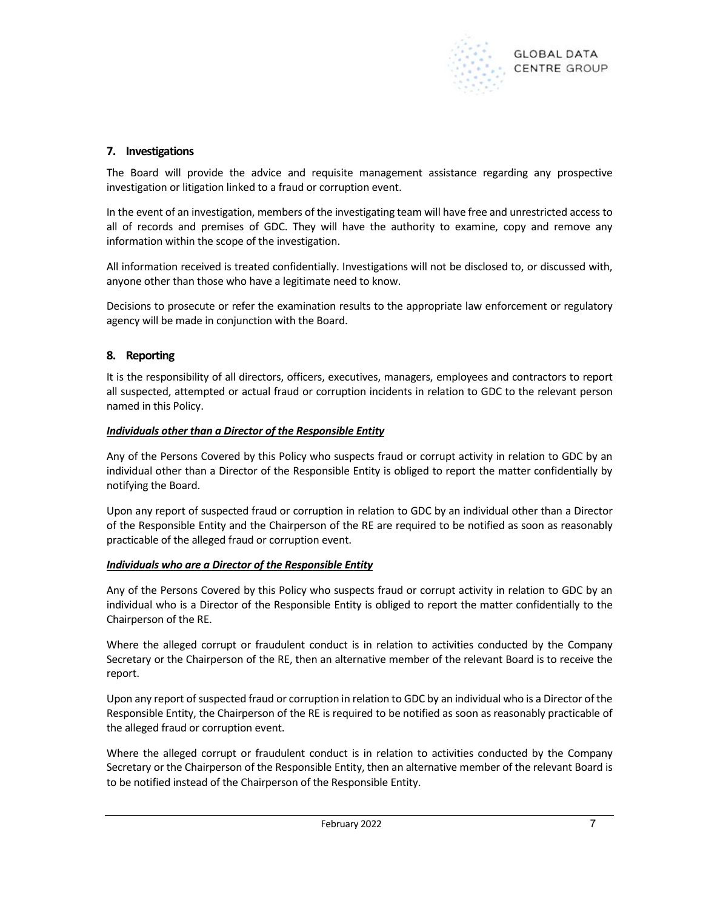## 7. Investigations

The Board will provide the advice and requisite management assistance regarding any prospective investigation or litigation linked to a fraud or corruption event.

In the event of an investigation, members of the investigating team will have free and unrestricted access to all of records and premises of GDC. They will have the authority to examine, copy and remove any information within the scope of the investigation.

All information received is treated confidentially. Investigations will not be disclosed to, or discussed with, anyone other than those who have a legitimate need to know.

Decisions to prosecute or refer the examination results to the appropriate law enforcement or regulatory agency will be made in conjunction with the Board.

## 8. Reporting

It is the responsibility of all directors, officers, executives, managers, employees and contractors to report all suspected, attempted or actual fraud or corruption incidents in relation to GDC to the relevant person named in this Policy.

***Individuals other than a Director of the Responsible Entity***

Any of the Persons Covered by this Policy who suspects fraud or corrupt activity in relation to GDC by an individual other than a Director of the Responsible Entity is obliged to report the matter confidentially by notifying the Board.

Upon any report of suspected fraud or corruption in relation to GDC by an individual other than a Director of the Responsible Entity and the Chairperson of the RE are required to be notified as soon as reasonably practicable of the alleged fraud or corruption event.

***Individuals who are a Director of the Responsible Entity***

Any of the Persons Covered by this Policy who suspects fraud or corrupt activity in relation to GDC by an individual who is a Director of the Responsible Entity is obliged to report the matter confidentially to the Chairperson of the RE.

Where the alleged corrupt or fraudulent conduct is in relation to activities conducted by the Company Secretary or the Chairperson of the RE, then an alternative member of the relevant Board is to receive the report.

Upon any report of suspected fraud or corruption in relation to GDC by an individual who is a Director of the Responsible Entity, the Chairperson of the RE is required to be notified as soon as reasonably practicable of the alleged fraud or corruption event.

Where the alleged corrupt or fraudulent conduct is in relation to activities conducted by the Company Secretary or the Chairperson of the Responsible Entity, then an alternative member of the relevant Board is to be notified instead of the Chairperson of the Responsible Entity.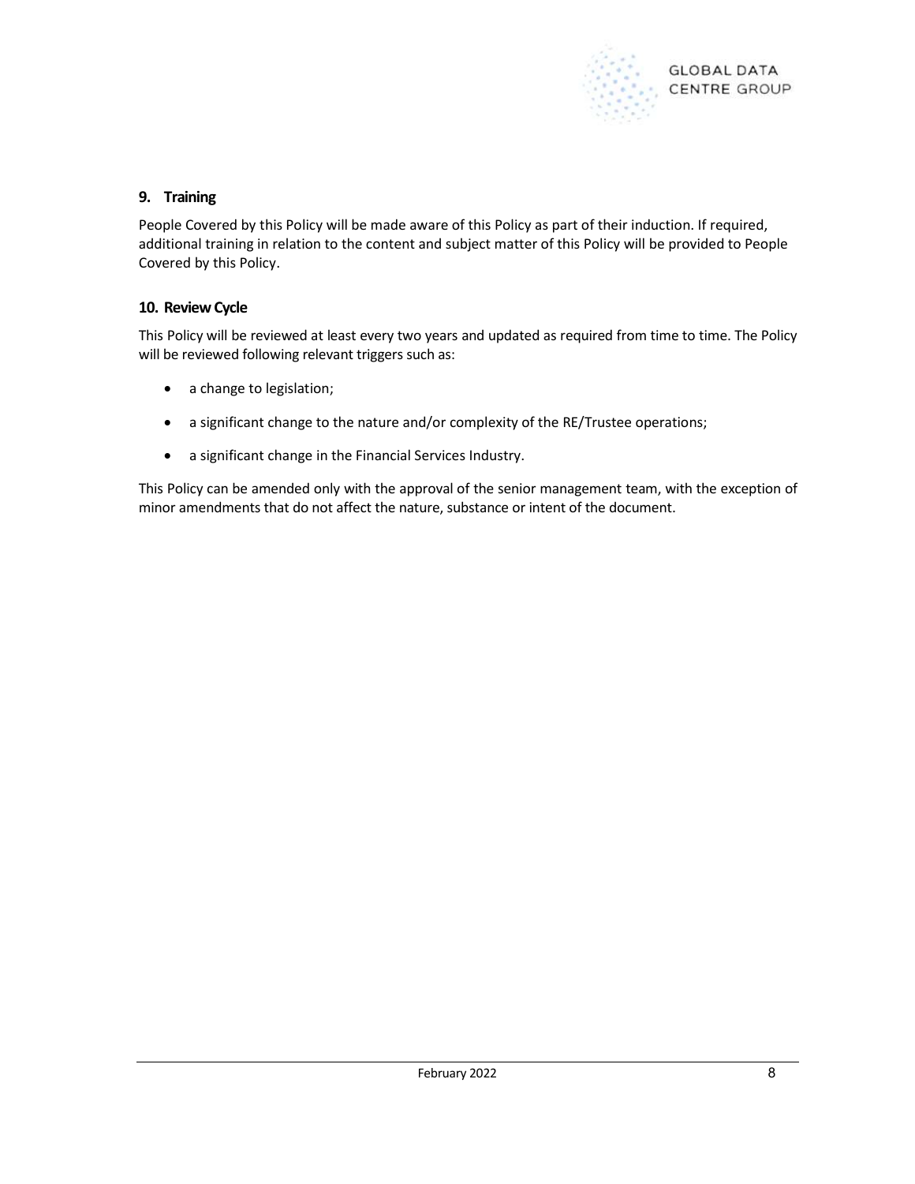## 9. Training

People Covered by this Policy will be made aware of this Policy as part of their induction. If required, additional training in relation to the content and subject matter of this Policy will be provided to People Covered by this Policy.

## 10. Review Cycle

This Policy will be reviewed at least every two years and updated as required from time to time. The Policy will be reviewed following relevant triggers such as:

- a change to legislation;
- a significant change to the nature and/or complexity of the RE/Trustee operations;
- a significant change in the Financial Services Industry.

This Policy can be amended only with the approval of the senior management team, with the exception of minor amendments that do not affect the nature, substance or intent of the document.